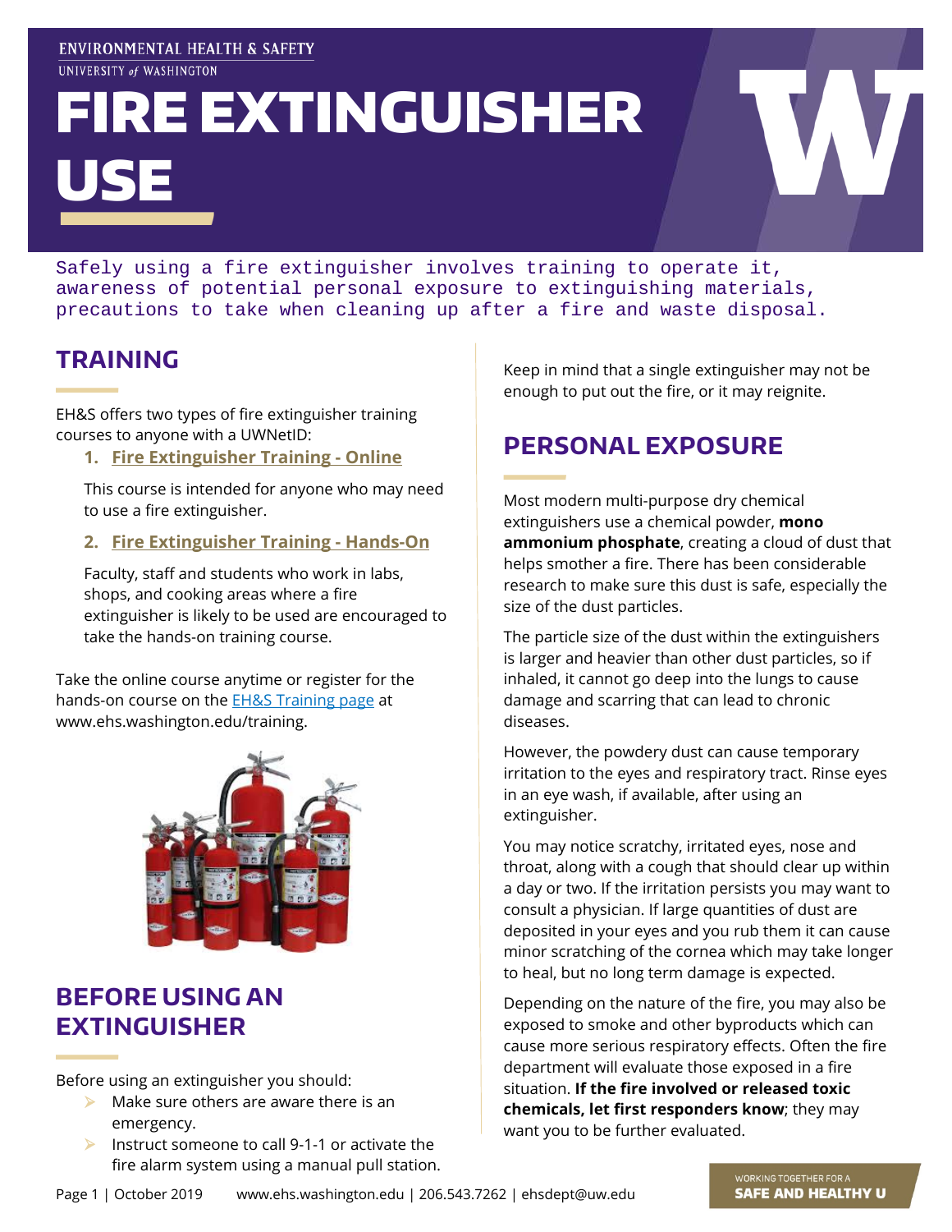ENVIRONMENTAL HEALTH & SAFETY
UNIVERSITY of WASHINGTON

# FIRE EXTINGUISHER USE

Safely using a fire extinguisher involves training to operate it, awareness of potential personal exposure to extinguishing materials, precautions to take when cleaning up after a fire and waste disposal.

## TRAINING

EH&S offers two types of fire extinguisher training courses to anyone with a UWNetID:

1. **Fire Extinguisher Training - Online**

   This course is intended for anyone who may need to use a fire extinguisher.

2. **Fire Extinguisher Training - Hands-On**

   Faculty, staff and students who work in labs, shops, and cooking areas where a fire extinguisher is likely to be used are encouraged to take the hands-on training course.

Take the online course anytime or register for the hands-on course on the EH&S Training page at www.ehs.washington.edu/training.

## BEFORE USING AN EXTINGUISHER

Before using an extinguisher you should:

- Make sure others are aware there is an emergency.
- Instruct someone to call 9-1-1 or activate the fire alarm system using a manual pull station.

Keep in mind that a single extinguisher may not be enough to put out the fire, or it may reignite.

## PERSONAL EXPOSURE

Most modern multi-purpose dry chemical extinguishers use a chemical powder, **mono ammonium phosphate**, creating a cloud of dust that helps smother a fire. There has been considerable research to make sure this dust is safe, especially the size of the dust particles.

The particle size of the dust within the extinguishers is larger and heavier than other dust particles, so if inhaled, it cannot go deep into the lungs to cause damage and scarring that can lead to chronic diseases.

However, the powdery dust can cause temporary irritation to the eyes and respiratory tract. Rinse eyes in an eye wash, if available, after using an extinguisher.

You may notice scratchy, irritated eyes, nose and throat, along with a cough that should clear up within a day or two. If the irritation persists you may want to consult a physician. If large quantities of dust are deposited in your eyes and you rub them it can cause minor scratching of the cornea which may take longer to heal, but no long term damage is expected.

Depending on the nature of the fire, you may also be exposed to smoke and other byproducts which can cause more serious respiratory effects. Often the fire department will evaluate those exposed in a fire situation. **If the fire involved or released toxic chemicals, let first responders know**; they may want you to be further evaluated.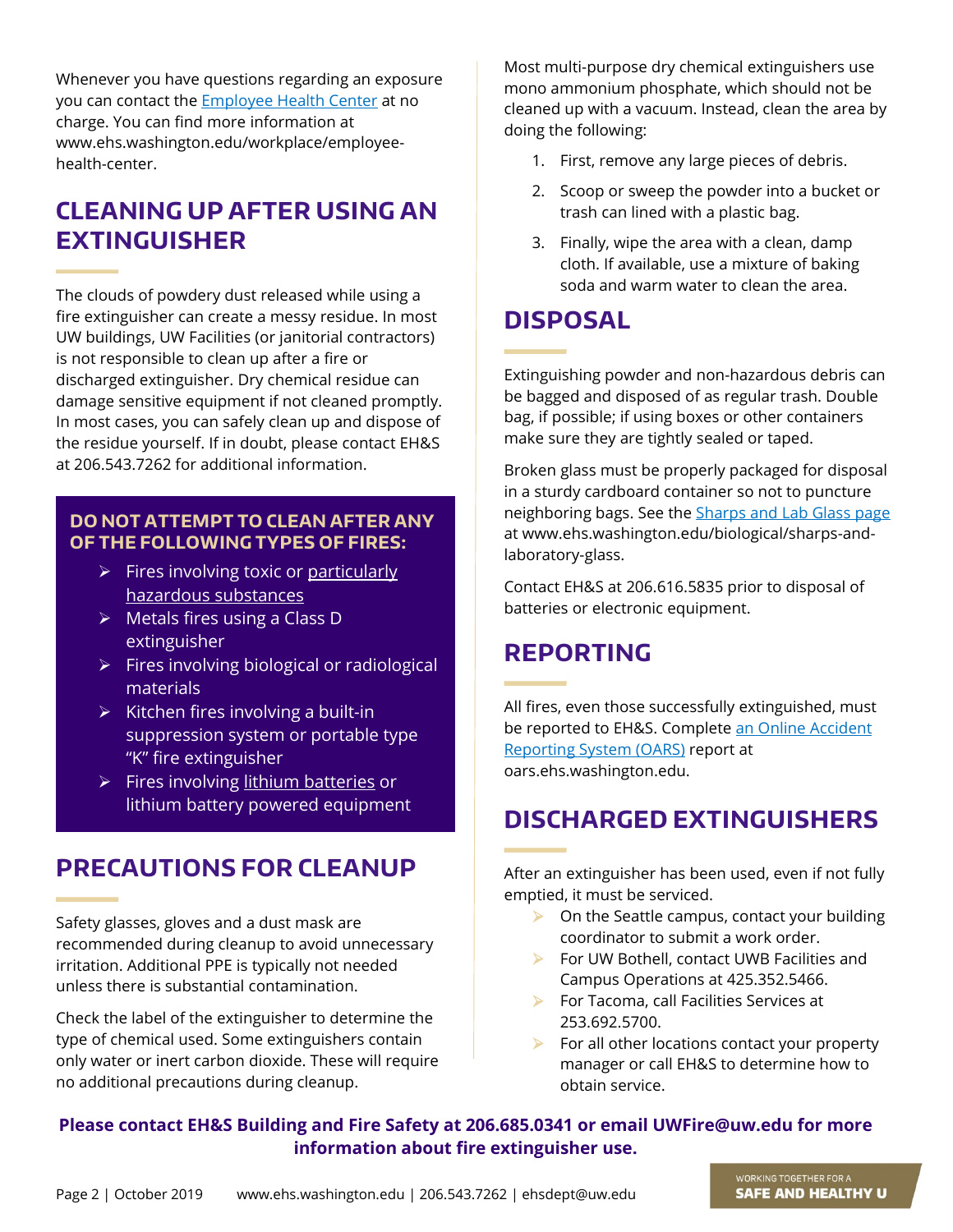Whenever you have questions regarding an exposure you can contact the Employee Health Center at no charge. You can find more information at www.ehs.washington.edu/workplace/employee-health-center.

## CLEANING UP AFTER USING AN EXTINGUISHER

The clouds of powdery dust released while using a fire extinguisher can create a messy residue. In most UW buildings, UW Facilities (or janitorial contractors) is not responsible to clean up after a fire or discharged extinguisher. Dry chemical residue can damage sensitive equipment if not cleaned promptly. In most cases, you can safely clean up and dispose of the residue yourself. If in doubt, please contact EH&S at 206.543.7262 for additional information.

**DO NOT ATTEMPT TO CLEAN AFTER ANY OF THE FOLLOWING TYPES OF FIRES:**

- Fires involving toxic or particularly hazardous substances
- Metals fires using a Class D extinguisher
- Fires involving biological or radiological materials
- Kitchen fires involving a built-in suppression system or portable type "K" fire extinguisher
- Fires involving lithium batteries or lithium battery powered equipment

## PRECAUTIONS FOR CLEANUP

Safety glasses, gloves and a dust mask are recommended during cleanup to avoid unnecessary irritation. Additional PPE is typically not needed unless there is substantial contamination.

Check the label of the extinguisher to determine the type of chemical used. Some extinguishers contain only water or inert carbon dioxide. These will require no additional precautions during cleanup.

Most multi-purpose dry chemical extinguishers use mono ammonium phosphate, which should not be cleaned up with a vacuum. Instead, clean the area by doing the following:

1. First, remove any large pieces of debris.
2. Scoop or sweep the powder into a bucket or trash can lined with a plastic bag.
3. Finally, wipe the area with a clean, damp cloth. If available, use a mixture of baking soda and warm water to clean the area.

## DISPOSAL

Extinguishing powder and non-hazardous debris can be bagged and disposed of as regular trash. Double bag, if possible; if using boxes or other containers make sure they are tightly sealed or taped.

Broken glass must be properly packaged for disposal in a sturdy cardboard container so not to puncture neighboring bags. See the Sharps and Lab Glass page at www.ehs.washington.edu/biological/sharps-and-laboratory-glass.

Contact EH&S at 206.616.5835 prior to disposal of batteries or electronic equipment.

## REPORTING

All fires, even those successfully extinguished, must be reported to EH&S. Complete an Online Accident Reporting System (OARS) report at oars.ehs.washington.edu.

## DISCHARGED EXTINGUISHERS

After an extinguisher has been used, even if not fully emptied, it must be serviced.

- On the Seattle campus, contact your building coordinator to submit a work order.
- For UW Bothell, contact UWB Facilities and Campus Operations at 425.352.5466.
- For Tacoma, call Facilities Services at 253.692.5700.
- For all other locations contact your property manager or call EH&S to determine how to obtain service.

**Please contact EH&S Building and Fire Safety at 206.685.0341 or email UWFire@uw.edu for more information about fire extinguisher use.**